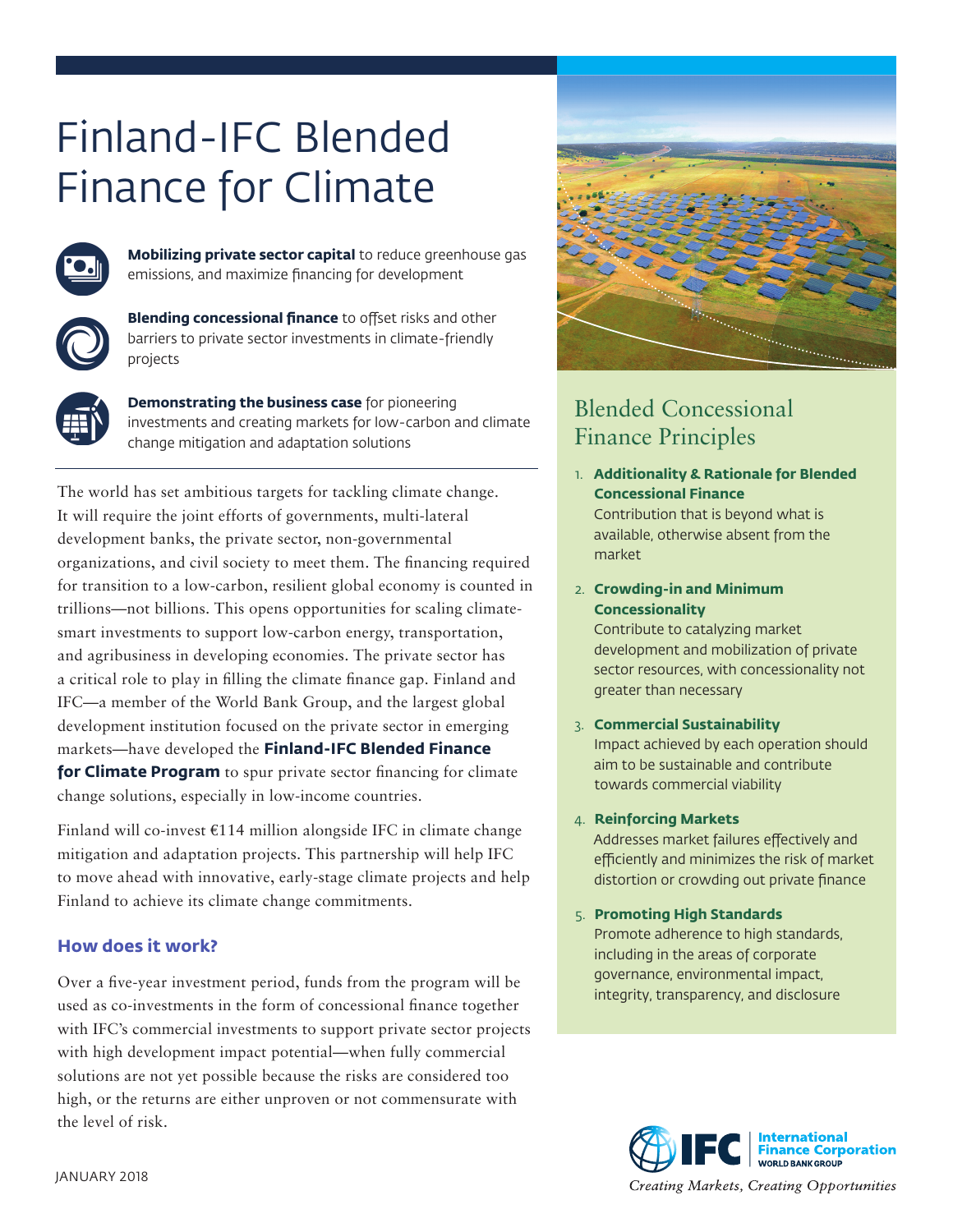# Finland-IFC Blended Finance for Climate

**Mobilizing private sector capital** to reduce greenhouse gas emissions, and maximize financing for development

**Blending concessional finance** to offset risks and other barriers to private sector investments in climate-friendly projects

**Demonstrating the business case** for pioneering investments and creating markets for low-carbon and climate change mitigation and adaptation solutions

The world has set ambitious targets for tackling climate change. It will require the joint efforts of governments, multi-lateral development banks, the private sector, non-governmental organizations, and civil society to meet them. The financing required for transition to a low-carbon, resilient global economy is counted in trillions—not billions. This opens opportunities for scaling climate-smart investments to support low-carbon energy, transportation, and agribusiness in developing economies. The private sector has a critical role to play in filling the climate finance gap. Finland and IFC—a member of the World Bank Group, and the largest global development institution focused on the private sector in emerging markets—have developed the **Finland-IFC Blended Finance for Climate Program** to spur private sector financing for climate change solutions, especially in low-income countries.

Finland will co-invest €114 million alongside IFC in climate change mitigation and adaptation projects. This partnership will help IFC to move ahead with innovative, early-stage climate projects and help Finland to achieve its climate change commitments.

### How does it work?

Over a five-year investment period, funds from the program will be used as co-investments in the form of concessional finance together with IFC's commercial investments to support private sector projects with high development impact potential—when fully commercial solutions are not yet possible because the risks are considered too high, or the returns are either unproven or not commensurate with the level of risk.

## Blended Concessional Finance Principles

1. **Additionality & Rationale for Blended Concessional Finance**
   Contribution that is beyond what is available, otherwise absent from the market

2. **Crowding-in and Minimum Concessionality**
   Contribute to catalyzing market development and mobilization of private sector resources, with concessionality not greater than necessary

3. **Commercial Sustainability**
   Impact achieved by each operation should aim to be sustainable and contribute towards commercial viability

4. **Reinforcing Markets**
   Addresses market failures effectively and efficiently and minimizes the risk of market distortion or crowding out private finance

5. **Promoting High Standards**
   Promote adherence to high standards, including in the areas of corporate governance, environmental impact, integrity, transparency, and disclosure

JANUARY 2018

IFC International Finance Corporation WORLD BANK GROUP

*Creating Markets, Creating Opportunities*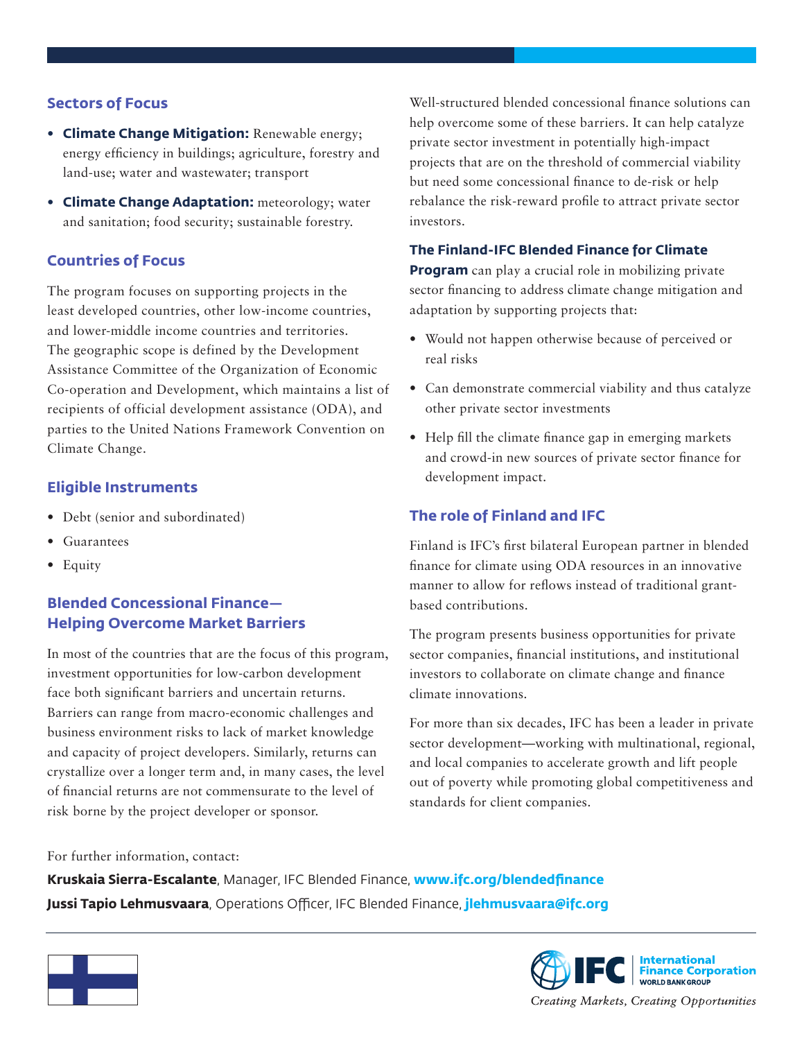## Sectors of Focus

- **Climate Change Mitigation:** Renewable energy; energy efficiency in buildings; agriculture, forestry and land-use; water and wastewater; transport
- **Climate Change Adaptation:** meteorology; water and sanitation; food security; sustainable forestry.

## Countries of Focus

The program focuses on supporting projects in the least developed countries, other low-income countries, and lower-middle income countries and territories. The geographic scope is defined by the Development Assistance Committee of the Organization of Economic Co-operation and Development, which maintains a list of recipients of official development assistance (ODA), and parties to the United Nations Framework Convention on Climate Change.

## Eligible Instruments

- Debt (senior and subordinated)
- Guarantees
- Equity

## Blended Concessional Finance—Helping Overcome Market Barriers

In most of the countries that are the focus of this program, investment opportunities for low-carbon development face both significant barriers and uncertain returns. Barriers can range from macro-economic challenges and business environment risks to lack of market knowledge and capacity of project developers. Similarly, returns can crystallize over a longer term and, in many cases, the level of financial returns are not commensurate to the level of risk borne by the project developer or sponsor.

Well-structured blended concessional finance solutions can help overcome some of these barriers. It can help catalyze private sector investment in potentially high-impact projects that are on the threshold of commercial viability but need some concessional finance to de-risk or help rebalance the risk-reward profile to attract private sector investors.

**The Finland-IFC Blended Finance for Climate Program** can play a crucial role in mobilizing private sector financing to address climate change mitigation and adaptation by supporting projects that:

- Would not happen otherwise because of perceived or real risks
- Can demonstrate commercial viability and thus catalyze other private sector investments
- Help fill the climate finance gap in emerging markets and crowd-in new sources of private sector finance for development impact.

## The role of Finland and IFC

Finland is IFC's first bilateral European partner in blended finance for climate using ODA resources in an innovative manner to allow for reflows instead of traditional grant-based contributions.

The program presents business opportunities for private sector companies, financial institutions, and institutional investors to collaborate on climate change and finance climate innovations.

For more than six decades, IFC has been a leader in private sector development—working with multinational, regional, and local companies to accelerate growth and lift people out of poverty while promoting global competitiveness and standards for client companies.

For further information, contact:

**Kruskaia Sierra-Escalante**, Manager, IFC Blended Finance, **www.ifc.org/blendedfinance**

**Jussi Tapio Lehmusvaara**, Operations Officer, IFC Blended Finance, **jlehmusvaara@ifc.org**

IFC International Finance Corporation WORLD BANK GROUP

*Creating Markets, Creating Opportunities*